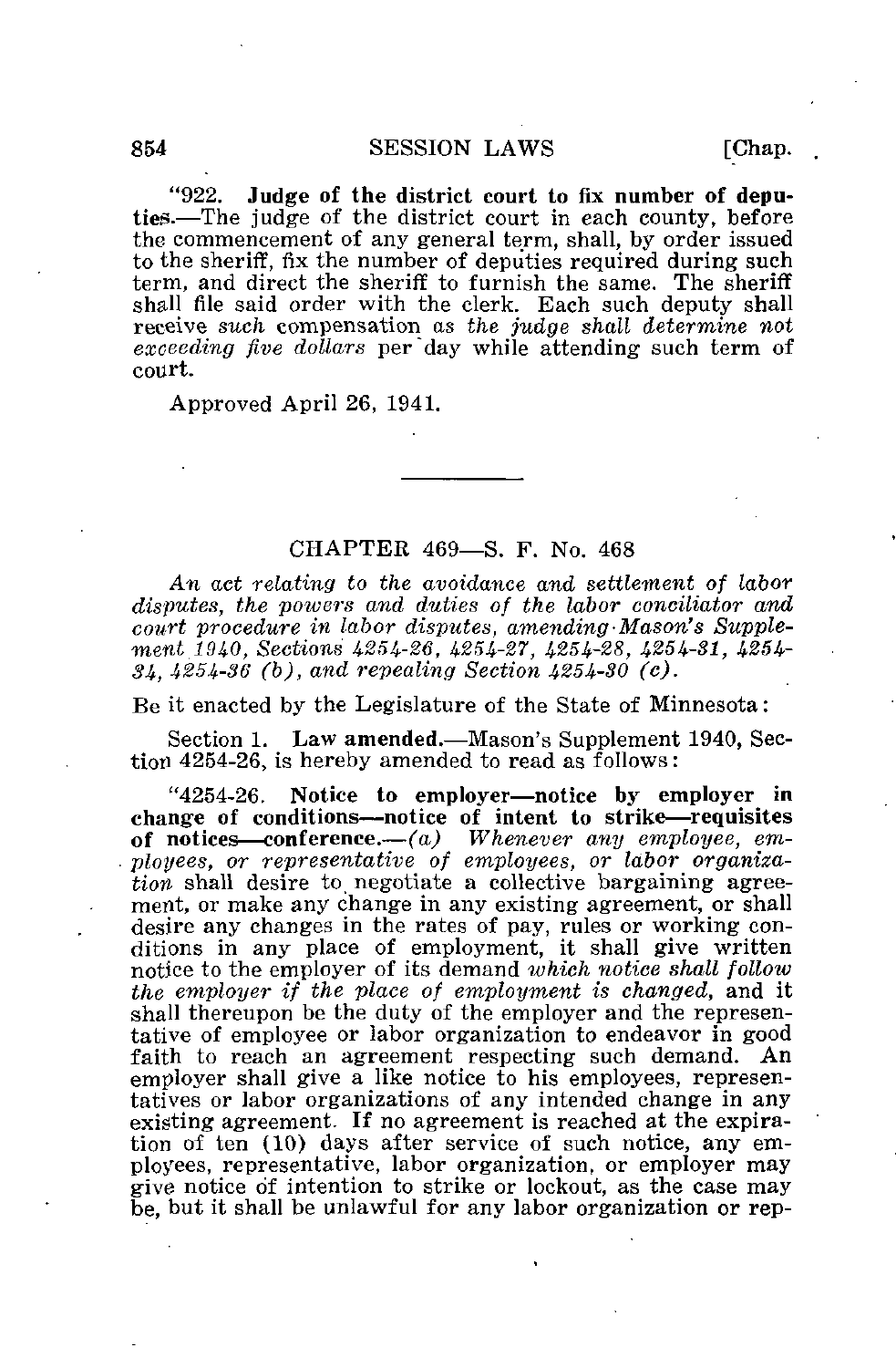"922. **Judge of the district court to fix number of deputies.**—The judge of the district court in each county, before the commencement of any general term, shall, by order issued to the sheriff, fix the number of deputies required during such term, and direct the sheriff to furnish the same. The sheriff shall file said order with the clerk. Each such deputy shall receive *such* compensation *as the judge shall determine not exceeding five dollars* per day while attending such term of court.

Approved April 26, 1941.

---

## CHAPTER 469—S. F. No. 468

*An act relating to the avoidance and settlement of labor disputes, the powers and duties of the labor conciliator and court procedure in labor disputes, amending Mason's Supplement 1940, Sections 4254-26, 4254-27, 4254-28, 4254-31, 4254-34, 4254-36 (b), and repealing Section 4254-30 (c).*

Be it enacted by the Legislature of the State of Minnesota:

Section 1. **Law amended.**—Mason's Supplement 1940, Section 4254-26, is hereby amended to read as follows:

"4254-26. **Notice to employer—notice by employer in change of conditions—notice of intent to strike—requisites of notices—conference.**—*(a) Whenever any employee, employees, or representative of employees, or labor organization* shall desire to negotiate a collective bargaining agreement, or make any change in any existing agreement, or shall desire any changes in the rates of pay, rules or working conditions in any place of employment, it shall give written notice to the employer of its demand *which notice shall follow the employer if the place of employment is changed,* and it shall thereupon be the duty of the employer and the representative of employee or labor organization to endeavor in good faith to reach an agreement respecting such demand. An employer shall give a like notice to his employees, representatives or labor organizations of any intended change in any existing agreement. If no agreement is reached at the expiration of ten (10) days after service of such notice, any employees, representative, labor organization, or employer may give notice of intention to strike or lockout, as the case may be, but it shall be unlawful for any labor organization or rep-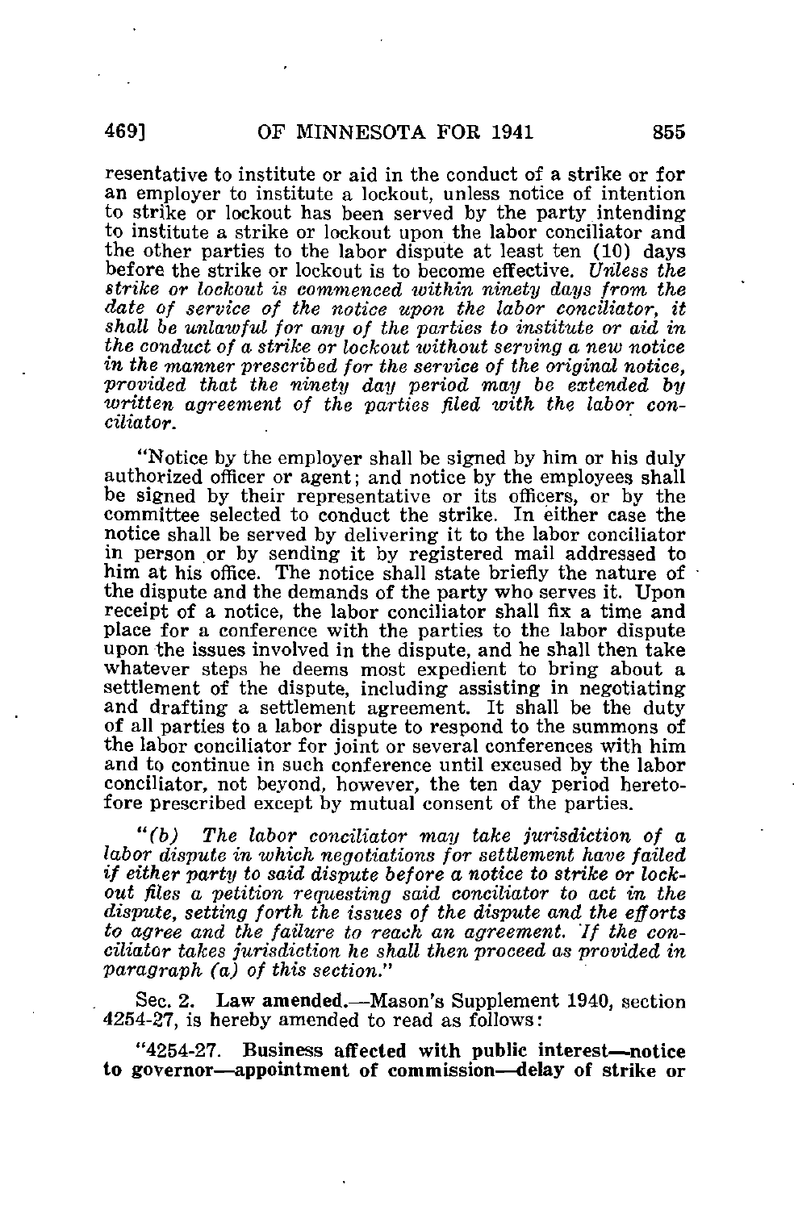resentative to institute or aid in the conduct of a strike or for an employer to institute a lockout, unless notice of intention to strike or lockout has been served by the party intending to institute a strike or lockout upon the labor conciliator and the other parties to the labor dispute at least ten (10) days before the strike or lockout is to become effective. *Unless the strike or lockout is commenced within ninety days from the date of service of the notice upon the labor conciliator, it shall be unlawful for any of the parties to institute or aid in the conduct of a strike or lockout without serving a new notice in the manner prescribed for the service of the original notice, provided that the ninety day period may be extended by written agreement of the parties filed with the labor conciliator.*

"Notice by the employer shall be signed by him or his duly authorized officer or agent; and notice by the employees shall be signed by their representative or its officers, or by the committee selected to conduct the strike. In either case the notice shall be served by delivering it to the labor conciliator in person or by sending it by registered mail addressed to him at his office. The notice shall state briefly the nature of the dispute and the demands of the party who serves it. Upon receipt of a notice, the labor conciliator shall fix a time and place for a conference with the parties to the labor dispute upon the issues involved in the dispute, and he shall then take whatever steps he deems most expedient to bring about a settlement of the dispute, including assisting in negotiating and drafting a settlement agreement. It shall be the duty of all parties to a labor dispute to respond to the summons of the labor conciliator for joint or several conferences with him and to continue in such conference until excused by the labor conciliator, not beyond, however, the ten day period heretofore prescribed except by mutual consent of the parties.

*"(b) The labor conciliator may take jurisdiction of a labor dispute in which negotiations for settlement have failed if either party to said dispute before a notice to strike or lockout files a petition requesting said conciliator to act in the dispute, setting forth the issues of the dispute and the efforts to agree and the failure to reach an agreement. If the conciliator takes jurisdiction he shall then proceed as provided in paragraph (a) of this section."*

Sec. 2. **Law amended.**—Mason's Supplement 1940, section 4254-27, is hereby amended to read as follows:

"4254-27. **Business affected with public interest—notice to governor—appointment of commission—delay of strike or**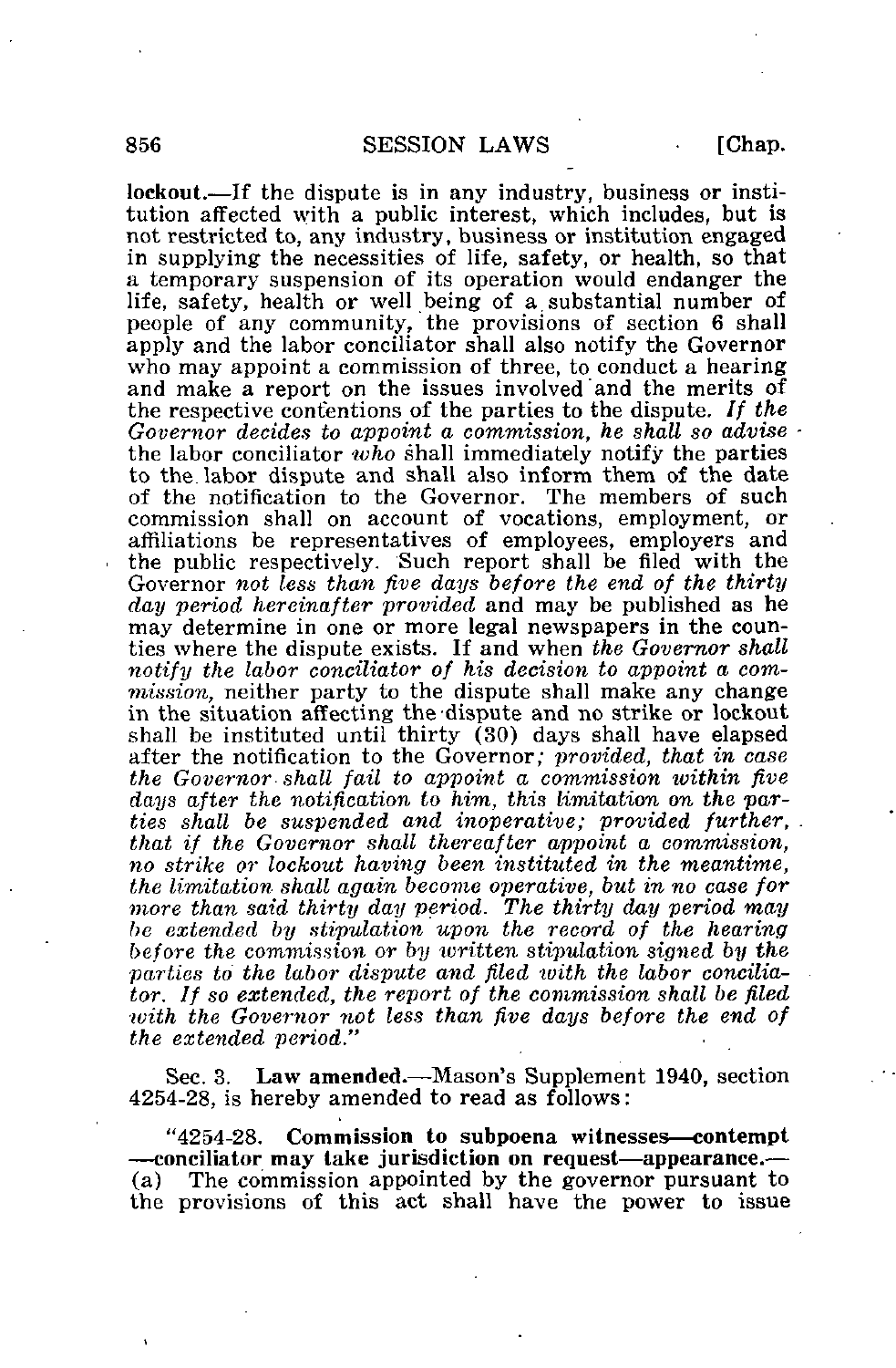**lockout.**—If the dispute is in any industry, business or institution affected with a public interest, which includes, but is not restricted to, any industry, business or institution engaged in supplying the necessities of life, safety, or health, so that a temporary suspension of its operation would endanger the life, safety, health or well being of a substantial number of people of any community, the provisions of section 6 shall apply and the labor conciliator shall also notify the Governor who may appoint a commission of three, to conduct a hearing and make a report on the issues involved and the merits of the respective contentions of the parties to the dispute. *If the Governor decides to appoint a commission, he shall so advise* the labor conciliator *who* shall immediately notify the parties to the labor dispute and shall also inform them of the date of the notification to the Governor. The members of such commission shall on account of vocations, employment, or affiliations be representatives of employees, employers and the public respectively. Such report shall be filed with the Governor *not less than five days before the end of the thirty day period hereinafter provided* and may be published as he may determine in one or more legal newspapers in the counties where the dispute exists. If and when *the Governor shall notify the labor conciliator of his decision to appoint a commission,* neither party to the dispute shall make any change in the situation affecting the dispute and no strike or lockout shall be instituted until thirty (30) days shall have elapsed after the notification to the Governor*; provided, that in case the Governor shall fail to appoint a commission within five days after the notification to him, this limitation on the parties shall be suspended and inoperative; provided further, that if the Governor shall thereafter appoint a commission, no strike or lockout having been instituted in the meantime, the limitation shall again become operative, but in no case for more than said thirty day period. The thirty day period may be extended by stipulation upon the record of the hearing before the commission or by written stipulation signed by the parties to the labor dispute and filed with the labor conciliator. If so extended, the report of the commission shall be filed with the Governor not less than five days before the end of the extended period.*"

Sec. 3. **Law amended.**—Mason's Supplement 1940, section 4254-28, is hereby amended to read as follows:

"4254-28. **Commission to subpoena witnesses—contempt—conciliator may take jurisdiction on request—appearance.**—(a) The commission appointed by the governor pursuant to the provisions of this act shall have the power to issue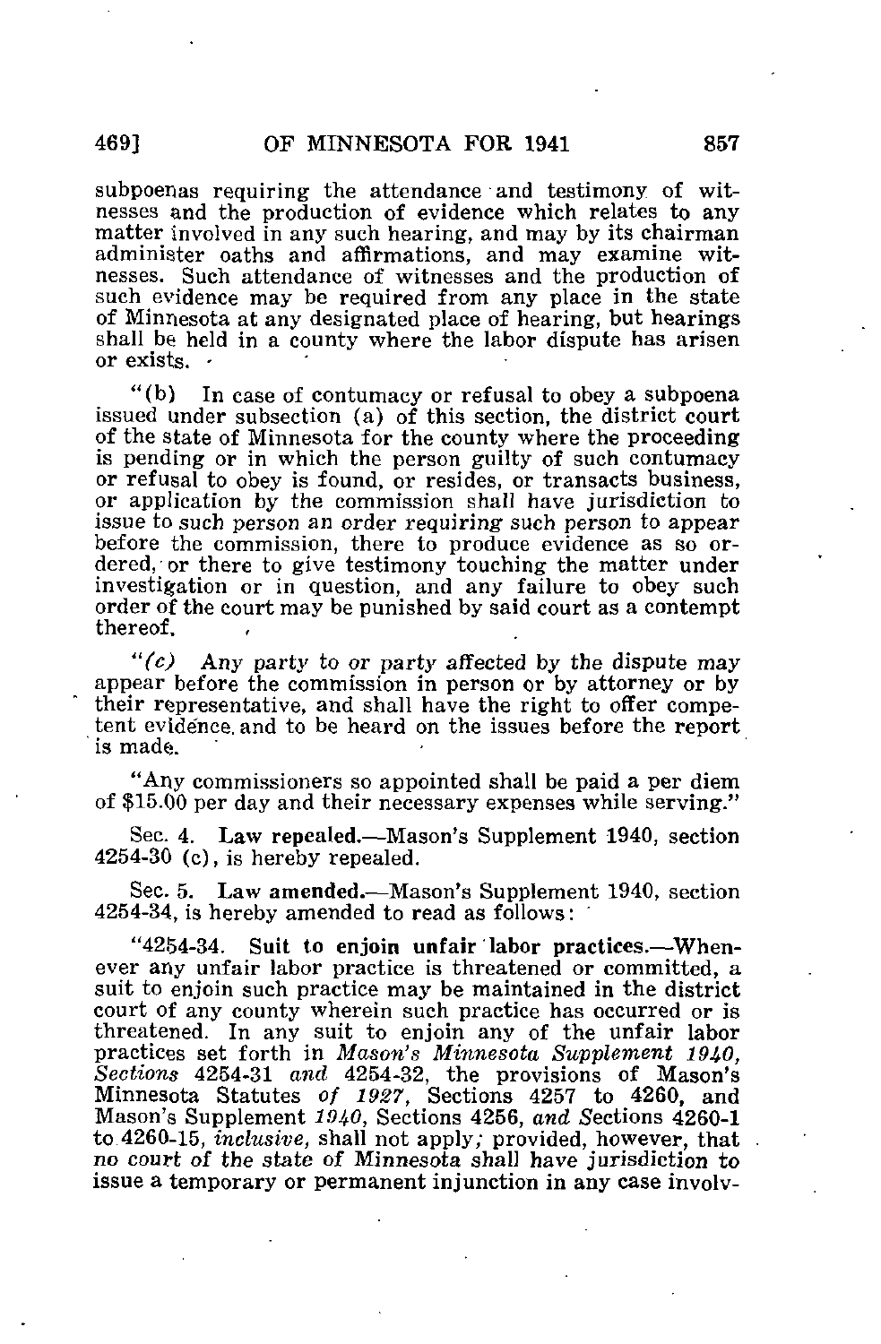subpoenas requiring the attendance and testimony of witnesses and the production of evidence which relates to any matter involved in any such hearing, and may by its chairman administer oaths and affirmations, and may examine witnesses. Such attendance of witnesses and the production of such evidence may be required from any place in the state of Minnesota at any designated place of hearing, but hearings shall be held in a county where the labor dispute has arisen or exists.

"(b) In case of contumacy or refusal to obey a subpoena issued under subsection (a) of this section, the district court of the state of Minnesota for the county where the proceeding is pending or in which the person guilty of such contumacy or refusal to obey is found, or resides, or transacts business, or application by the commission shall have jurisdiction to issue to such person an order requiring such person to appear before the commission, there to produce evidence as so ordered, or there to give testimony touching the matter under investigation or in question, and any failure to obey such order of the court may be punished by said court as a contempt thereof.

"*(c)* Any party to or party affected by the dispute may appear before the commission in person or by attorney or by their representative, and shall have the right to offer competent evidence and to be heard on the issues before the report is made.

"Any commissioners so appointed shall be paid a per diem of $15.00 per day and their necessary expenses while serving."

Sec. 4. **Law repealed.**—Mason's Supplement 1940, section 4254-30 (c), is hereby repealed.

Sec. 5. **Law amended.**—Mason's Supplement 1940, section 4254-34, is hereby amended to read as follows:

"4254-34. **Suit to enjoin unfair labor practices.**—Whenever any unfair labor practice is threatened or committed, a suit to enjoin such practice may be maintained in the district court of any county wherein such practice has occurred or is threatened. In any suit to enjoin any of the unfair labor practices set forth in *Mason's Minnesota Supplement 1940, Sections* 4254-31 *and* 4254-32, the provisions of Mason's Minnesota Statutes *of 1927,* Sections 4257 to 4260, and Mason's Supplement *1940,* Sections 4256, *and S*ections 4260-1 to 4260-15, *inclusive,* shall not apply; provided, however, that *no court of the state of Minnesota shall have jurisdiction to issue a temporary or permanent injunction in any case involv-*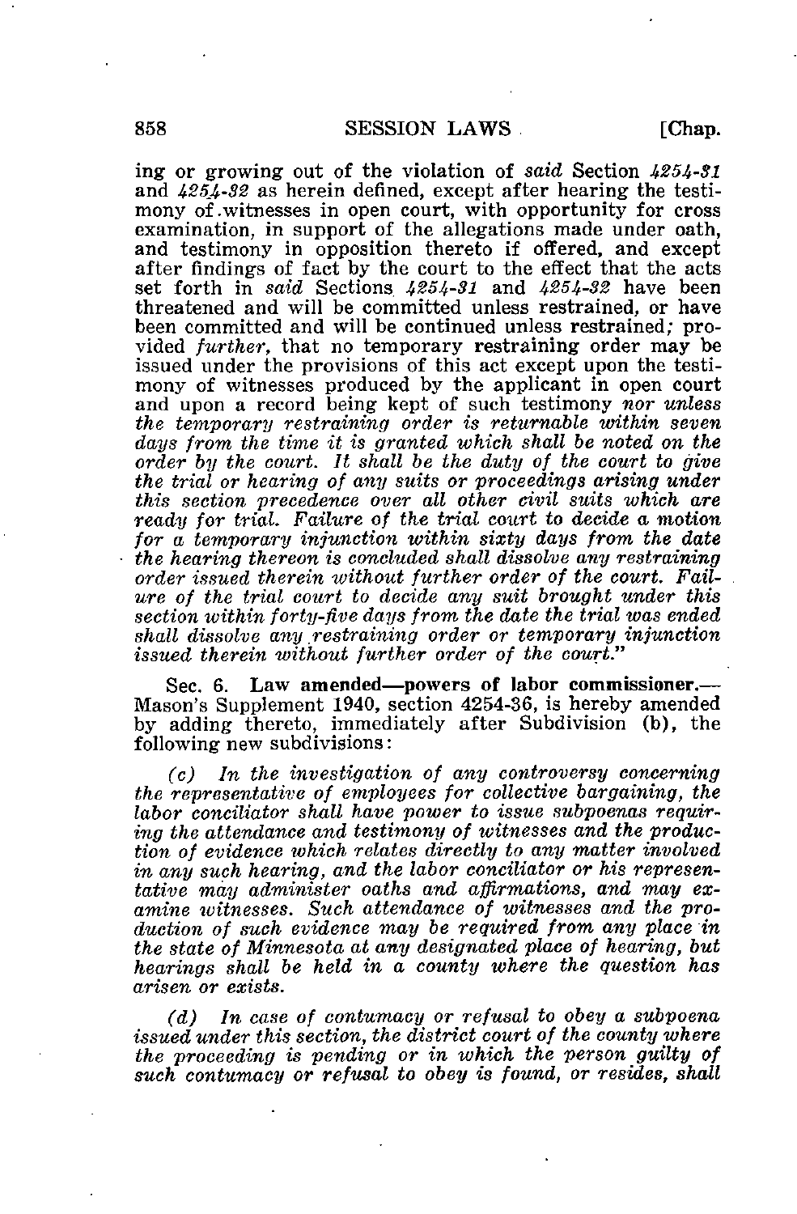ing or growing out of the violation of *said* Section *4254-31* and *4254-32* as herein defined, except after hearing the testimony of witnesses in open court, with opportunity for cross examination, in support of the allegations made under oath, and testimony in opposition thereto if offered, and except after findings of fact by the court to the effect that the acts set forth in *said* Sections *4254-31* and *4254-32* have been threatened and will be committed unless restrained, or have been committed and will be continued unless restrained; provided *further*, that no temporary restraining order may be issued under the provisions of this act except upon the testimony of witnesses produced by the applicant in open court and upon a record being kept of such testimony *nor unless the temporary restraining order is returnable within seven days from the time it is granted which shall be noted on the order by the court. It shall be the duty of the court to give the trial or hearing of any suits or proceedings arising under this section precedence over all other civil suits which are ready for trial. Failure of the trial court to decide a motion for a temporary injunction within sixty days from the date the hearing thereon is concluded shall dissolve any restraining order issued therein without further order of the court. Failure of the trial court to decide any suit brought under this section within forty-five days from the date the trial was ended shall dissolve any restraining order or temporary injunction issued therein without further order of the court.*"

Sec. 6. **Law amended—powers of labor commissioner.**—Mason's Supplement 1940, section 4254-36, is hereby amended by adding thereto, immediately after Subdivision (b), the following new subdivisions:

*(c) In the investigation of any controversy concerning the representative of employees for collective bargaining, the labor conciliator shall have power to issue subpoenas requiring the attendance and testimony of witnesses and the production of evidence which relates directly to any matter involved in any such hearing, and the labor conciliator or his representative may administer oaths and affirmations, and may examine witnesses. Such attendance of witnesses and the production of such evidence may be required from any place in the state of Minnesota at any designated place of hearing, but hearings shall be held in a county where the question has arisen or exists.*

*(d) In case of contumacy or refusal to obey a subpoena issued under this section, the district court of the county where the proceeding is pending or in which the person guilty of such contumacy or refusal to obey is found, or resides, shall*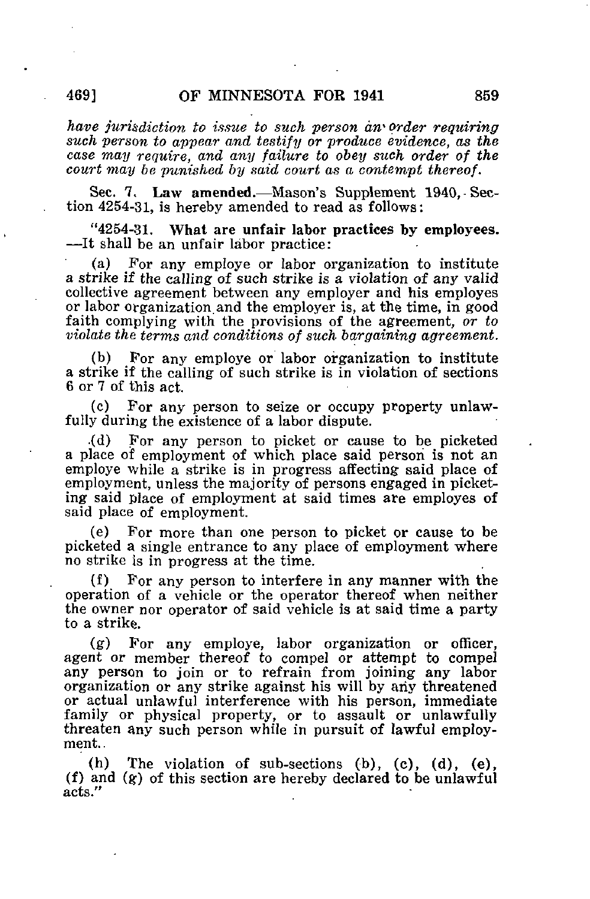*have jurisdiction to issue to such person an order requiring such person to appear and testify or produce evidence, as the case may require, and any failure to obey such order of the court may be punished by said court as a contempt thereof.*

Sec. 7. **Law amended.**—Mason's Supplement 1940, Section 4254-31, is hereby amended to read as follows:

"4254-31. **What are unfair labor practices by employees.**—It shall be an unfair labor practice:

(a) For any employe or labor organization to institute a strike if the calling of such strike is a violation of any valid collective agreement between any employer and his employes or labor organization and the employer is, at the time, in good faith complying with the provisions of the agreement, *or to violate the terms and conditions of such bargaining agreement.*

(b) For any employe or labor organization to institute a strike if the calling of such strike is in violation of sections 6 or 7 of this act.

(c) For any person to seize or occupy property unlawfully during the existence of a labor dispute.

(d) For any person to picket or cause to be picketed a place of employment of which place said person is not an employe while a strike is in progress affecting said place of employment, unless the majority of persons engaged in picketing said place of employment at said times are employes of said place of employment.

(e) For more than one person to picket or cause to be picketed a single entrance to any place of employment where no strike is in progress at the time.

(f) For any person to interfere in any manner with the operation of a vehicle or the operator thereof when neither the owner nor operator of said vehicle is at said time a party to a strike.

(g) For any employe, labor organization or officer, agent or member thereof to compel or attempt to compel any person to join or to refrain from joining any labor organization or any strike against his will by any threatened or actual unlawful interference with his person, immediate family or physical property, or to assault or unlawfully threaten any such person while in pursuit of lawful employment.

(h) The violation of sub-sections (b), (c), (d), (e), (f) and (g) of this section are hereby declared to be unlawful acts."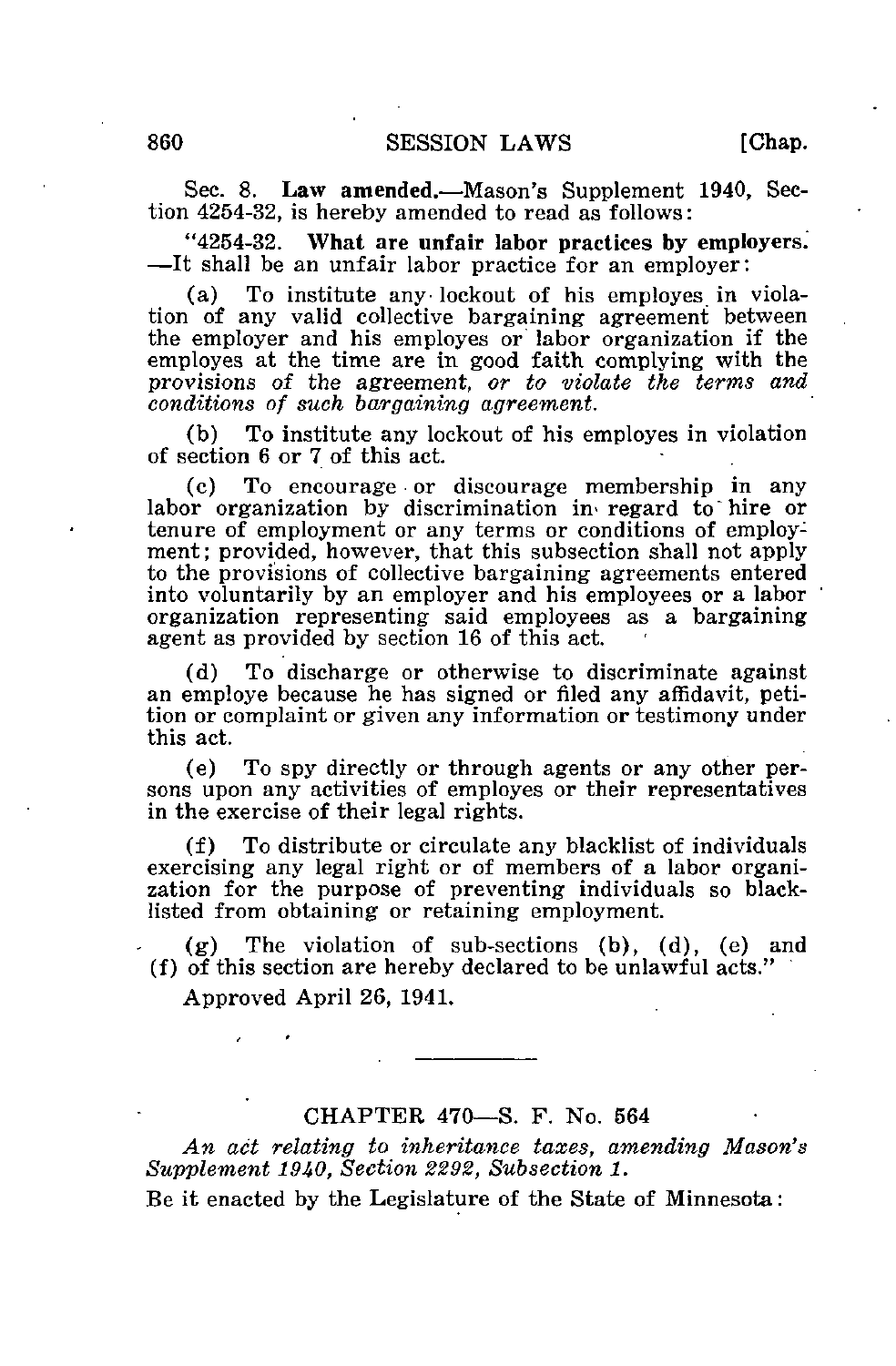Sec. 8. **Law amended.**—Mason's Supplement 1940, Section 4254-32, is hereby amended to read as follows:

"4254-32. **What are unfair labor practices by employers.**—It shall be an unfair labor practice for an employer:

(a) To institute any lockout of his employes in violation of any valid collective bargaining agreement between the employer and his employes or labor organization if the employes at the time are in good faith complying with the provisions of the agreement, *or to violate the terms and conditions of such bargaining agreement.*

(b) To institute any lockout of his employes in violation of section 6 or 7 of this act.

(c) To encourage or discourage membership in any labor organization by discrimination in regard to hire or tenure of employment or any terms or conditions of employment; provided, however, that this subsection shall not apply to the provisions of collective bargaining agreements entered into voluntarily by an employer and his employees or a labor organization representing said employees as a bargaining agent as provided by section 16 of this act.

(d) To discharge or otherwise to discriminate against an employe because he has signed or filed any affidavit, petition or complaint or given any information or testimony under this act.

(e) To spy directly or through agents or any other persons upon any activities of employes or their representatives in the exercise of their legal rights.

(f) To distribute or circulate any blacklist of individuals exercising any legal right or of members of a labor organization for the purpose of preventing individuals so blacklisted from obtaining or retaining employment.

(g) The violation of sub-sections (b), (d), (e) and (f) of this section are hereby declared to be unlawful acts."

Approved April 26, 1941.

---

## CHAPTER 470—S. F. No. 564

*An act relating to inheritance taxes, amending Mason's Supplement 1940, Section 2292, Subsection 1.*

Be it enacted by the Legislature of the State of Minnesota: